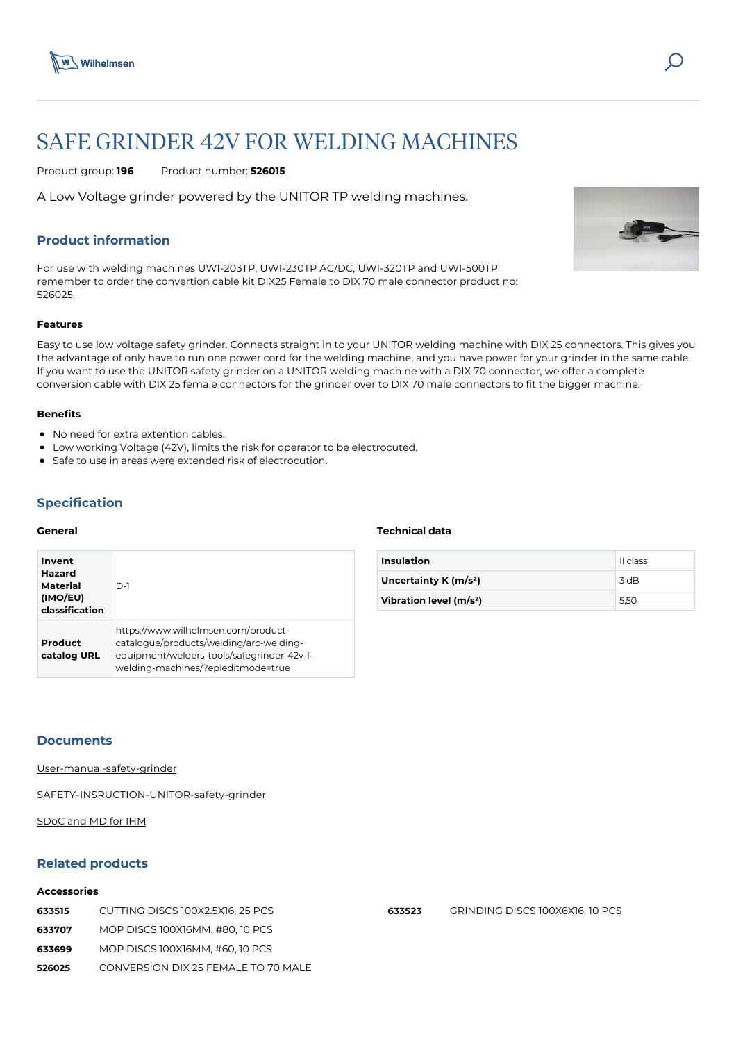# SAFE GRINDER 42V FOR WELDING MACHINES

Product group: **196** Product number: **526015**

A Low Voltage grinder powered by the UNITOR TP welding machines.

## Product information

For use with welding machines UWI-203TP, UWI-230TP AC/DC, UWI-320TP and UWI-500TP remember to order the convertion cable kit DIX25 Female to DIX 70 male connector product no: 526025.

### Features

Easy to use low voltage safety grinder. Connects straight in to your UNITOR welding machine with DIX 25 connectors. This gives you the advantage of only have to run one power cord for the welding machine, and you have power for your grinder in the same cable. If you want to use the UNITOR safety grinder on a UNITOR welding machine with a DIX 70 connector, we offer a complete conversion cable with DIX 25 female connectors for the grinder over to DIX 70 male connectors to fit the bigger machine.

### Benefits

- No need for extra extention cables.
- Low working Voltage (42V), limits the risk for operator to be electrocuted.
- Safe to use in areas were extended risk of electrocution.

## Specification

### General

| | |
|---|---|
| **Invent Hazard Material (IMO/EU) classification** | D-1 |
| **Product catalog URL** | https://www.wilhelmsen.com/product-catalogue/products/welding/arc-welding-equipment/welders-tools/safegrinder-42v-f-welding-machines/?epieditmode=true |

### Technical data

| | |
|---|---|
| **Insulation** | II class |
| **Uncertainty K (m/s²)** | 3 dB |
| **Vibration level (m/s²)** | 5,50 |

## Documents

User-manual-safety-grinder

SAFETY-INSRUCTION-UNITOR-safety-grinder

SDoC and MD for IHM

## Related products

### Accessories

| | |
|---|---|
| **633515** | CUTTING DISCS 100X2.5X16, 25 PCS |
| **633707** | MOP DISCS 100X16MM, #80, 10 PCS |
| **633699** | MOP DISCS 100X16MM, #60, 10 PCS |
| **526025** | CONVERSION DIX 25 FEMALE TO 70 MALE |
| **633523** | GRINDING DISCS 100X6X16, 10 PCS |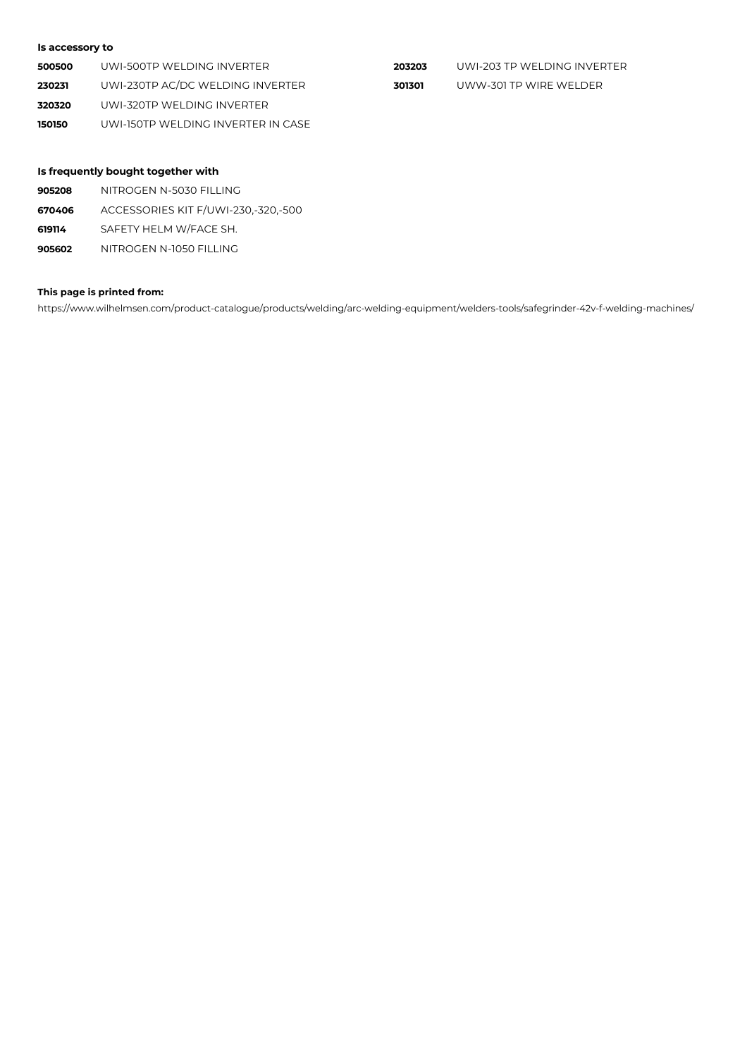**Is accessory to**

| | |
|---|---|
| **500500** | UWI-500TP WELDING INVERTER |
| **230231** | UWI-230TP AC/DC WELDING INVERTER |
| **320320** | UWI-320TP WELDING INVERTER |
| **150150** | UWI-150TP WELDING INVERTER IN CASE |
| **203203** | UWI-203 TP WELDING INVERTER |
| **301301** | UWW-301 TP WIRE WELDER |

**Is frequently bought together with**

| | |
|---|---|
| **905208** | NITROGEN N-5030 FILLING |
| **670406** | ACCESSORIES KIT F/UWI-230,-320,-500 |
| **619114** | SAFETY HELM W/FACE SH. |
| **905602** | NITROGEN N-1050 FILLING |

**This page is printed from:**

https://www.wilhelmsen.com/product-catalogue/products/welding/arc-welding-equipment/welders-tools/safegrinder-42v-f-welding-machines/